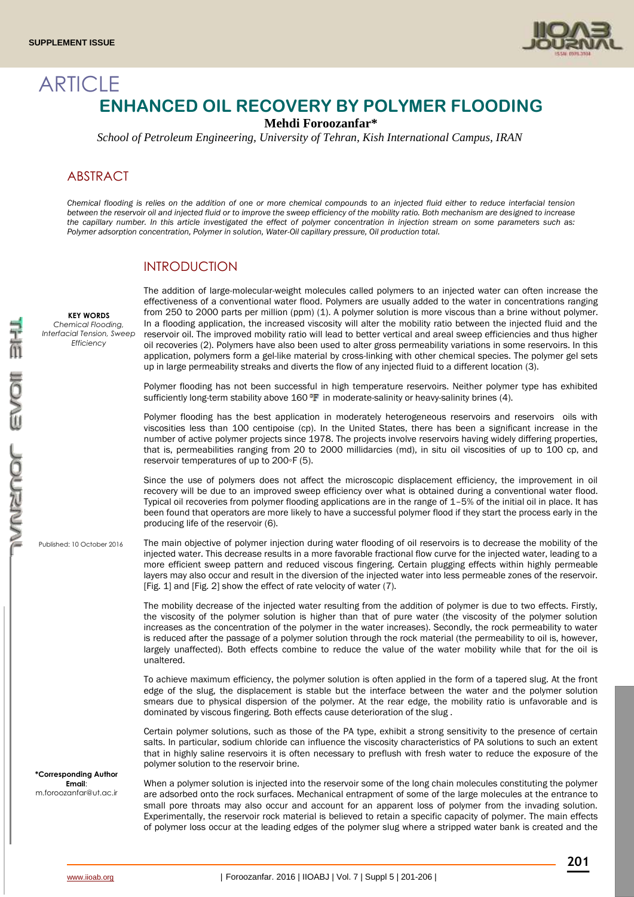SUPPLEMENT ISSUE

ARTICLE

# ENHANCED OIL RECOVERY BY POLYMER FLOODING

**Mehdi Foroozanfar***

*School of Petroleum Engineering, University of Tehran, Kish International Campus, IRAN*

## ABSTRACT

*Chemical flooding is relies on the addition of one or more chemical compounds to an injected fluid either to reduce interfacial tension between the reservoir oil and injected fluid or to improve the sweep efficiency of the mobility ratio. Both mechanism are designed to increase the capillary number. In this article investigated the effect of polymer concentration in injection stream on some parameters such as: Polymer adsorption concentration, Polymer in solution, Water-Oil capillary pressure, Oil production total.*

**KEY WORDS**
*Chemical Flooding, Interfacial Tension, Sweep Efficiency*

Published: 10 October 2016

***Corresponding Author**
**Email**: m.foroozanfar@ut.ac.ir

## INTRODUCTION

The addition of large-molecular-weight molecules called polymers to an injected water can often increase the effectiveness of a conventional water flood. Polymers are usually added to the water in concentrations ranging from 250 to 2000 parts per million (ppm) (1). A polymer solution is more viscous than a brine without polymer. In a flooding application, the increased viscosity will alter the mobility ratio between the injected fluid and the reservoir oil. The improved mobility ratio will lead to better vertical and areal sweep efficiencies and thus higher oil recoveries (2). Polymers have also been used to alter gross permeability variations in some reservoirs. In this application, polymers form a gel-like material by cross-linking with other chemical species. The polymer gel sets up in large permeability streaks and diverts the flow of any injected fluid to a different location (3).

Polymer flooding has not been successful in high temperature reservoirs. Neither polymer type has exhibited sufficiently long-term stability above 160 °F in moderate-salinity or heavy-salinity brines (4).

Polymer flooding has the best application in moderately heterogeneous reservoirs and reservoirs oils with viscosities less than 100 centipoise (cp). In the United States, there has been a significant increase in the number of active polymer projects since 1978. The projects involve reservoirs having widely differing properties, that is, permeabilities ranging from 20 to 2000 millidarcies (md), in situ oil viscosities of up to 100 cp, and reservoir temperatures of up to 200◦F (5).

Since the use of polymers does not affect the microscopic displacement efficiency, the improvement in oil recovery will be due to an improved sweep efficiency over what is obtained during a conventional water flood. Typical oil recoveries from polymer flooding applications are in the range of 1–5% of the initial oil in place. It has been found that operators are more likely to have a successful polymer flood if they start the process early in the producing life of the reservoir (6).

The main objective of polymer injection during water flooding of oil reservoirs is to decrease the mobility of the injected water. This decrease results in a more favorable fractional flow curve for the injected water, leading to a more efficient sweep pattern and reduced viscous fingering. Certain plugging effects within highly permeable layers may also occur and result in the diversion of the injected water into less permeable zones of the reservoir. [Fig. 1] and [Fig. 2] show the effect of rate velocity of water (7).

The mobility decrease of the injected water resulting from the addition of polymer is due to two effects. Firstly, the viscosity of the polymer solution is higher than that of pure water (the viscosity of the polymer solution increases as the concentration of the polymer in the water increases). Secondly, the rock permeability to water is reduced after the passage of a polymer solution through the rock material (the permeability to oil is, however, largely unaffected). Both effects combine to reduce the value of the water mobility while that for the oil is unaltered.

To achieve maximum efficiency, the polymer solution is often applied in the form of a tapered slug. At the front edge of the slug, the displacement is stable but the interface between the water and the polymer solution smears due to physical dispersion of the polymer. At the rear edge, the mobility ratio is unfavorable and is dominated by viscous fingering. Both effects cause deterioration of the slug .

Certain polymer solutions, such as those of the PA type, exhibit a strong sensitivity to the presence of certain salts. In particular, sodium chloride can influence the viscosity characteristics of PA solutions to such an extent that in highly saline reservoirs it is often necessary to preflush with fresh water to reduce the exposure of the polymer solution to the reservoir brine.

When a polymer solution is injected into the reservoir some of the long chain molecules constituting the polymer are adsorbed onto the rock surfaces. Mechanical entrapment of some of the large molecules at the entrance to small pore throats may also occur and account for an apparent loss of polymer from the invading solution. Experimentally, the reservoir rock material is believed to retain a specific capacity of polymer. The main effects of polymer loss occur at the leading edges of the polymer slug where a stripped water bank is created and the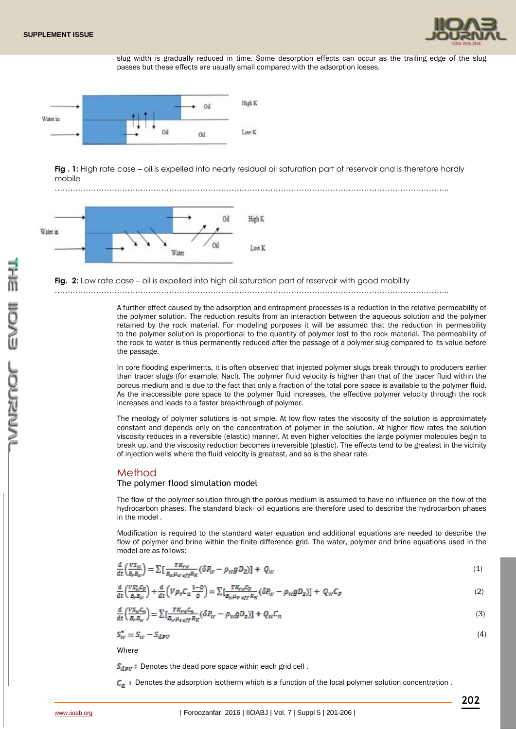slug width is gradually reduced in time. Some desorption effects can occur as the trailing edge of the slug passes but these effects are usually small compared with the adsorption losses.

**Fig . 1:** High rate case – oil is expelled into nearly residual oil saturation part of reservoir and is therefore hardly mobile

**Fig. 2:** Low rate case – oil is expelled into high oil saturation part of reservoir with good mobility

A further effect caused by the adsorption and entrapment processes is a reduction in the relative permeability of the polymer solution. The reduction results from an interaction between the aqueous solution and the polymer retained by the rock material. For modeling purposes it will be assumed that the reduction in permeability to the polymer solution is proportional to the quantity of polymer lost to the rock material. The permeability of the rock to water is thus permanently reduced after the passage of a polymer slug compared to its value before the passage.

In core flooding experiments, it is often observed that injected polymer slugs break through to producers earlier than tracer slugs (for example, Nacl). The polymer fluid velocity is higher than that of the tracer fluid within the porous medium and is due to the fact that only a fraction of the total pore space is available to the polymer fluid. As the inaccessible pore space to the polymer fluid increases, the effective polymer velocity through the rock increases and leads to a faster breakthrough of polymer.

The rheology of polymer solutions is not simple. At low flow rates the viscosity of the solution is approximately constant and depends only on the concentration of polymer in the solution. At higher flow rates the solution viscosity reduces in a reversible (elastic) manner. At even higher velocities the large polymer molecules begin to break up, and the viscosity reduction becomes irreversible (plastic). The effects tend to be greatest in the vicinity of injection wells where the fluid velocity is greatest, and so is the shear rate.

## Method

### The polymer flood simulation model

The flow of the polymer solution through the porous medium is assumed to have no influence on the flow of the hydrocarbon phases. The standard black- oil equations are therefore used to describe the hydrocarbon phases in the model .

Modification is required to the standard water equation and additional equations are needed to describe the flow of polymer and brine within the finite difference grid. The water, polymer and brine equations used in the model are as follows:

$$\frac{d}{dt}\left(\frac{VS_w}{B_r B_w}\right) = \sum\left[\frac{TK_{rw}}{B_w \mu_{w\,eff} R_K}\left(\delta P_w - \rho_w g D_z\right)\right] + Q_w \quad (1)$$

$$\frac{d}{dt}\left(\frac{VS_w^* C_p}{B_r B_w}\right) + \frac{d}{dt}\left(V\rho_r C_a \frac{1-\emptyset}{\emptyset}\right) = \sum\left[\frac{TK_{rw} C_p}{B_w \mu_{p\,eff} R_K}\left(\delta P_w - \rho_w g D_z\right)\right] + Q_w C_p \quad (2)$$

$$\frac{d}{dt}\left(\frac{VS_w C_n}{B_r B_w}\right) = \sum\left[\frac{TK_{rw} C_n}{B_w \mu_{s\,eff} R_K}\left(\delta P_w - \rho_w g D_z\right)\right] + Q_w C_n \quad (3)$$

$$S_w^* = S_w - S_{dPV} \quad (4)$$

Where

$S_{dPV}$ : Denotes the dead pore space within each grid cell .

$C_a$ : Denotes the adsorption isotherm which is a function of the local polymer solution concentration .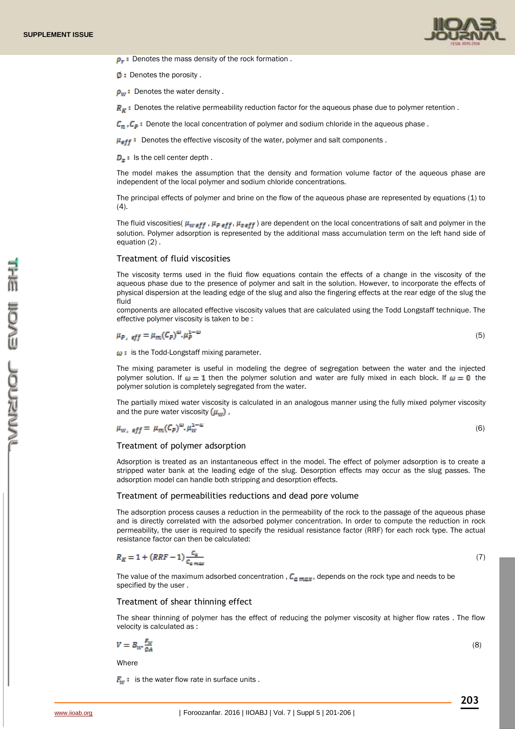$\rho_r$ : Denotes the mass density of the rock formation .

$\emptyset$ : Denotes the porosity .

$\rho_w$ : Denotes the water density .

$R_K$ : Denotes the relative permeability reduction factor for the aqueous phase due to polymer retention .

$C_n, C_p$ : Denote the local concentration of polymer and sodium chloride in the aqueous phase .

$\mu_{eff}$ : Denotes the effective viscosity of the water, polymer and salt components .

$D_z$ : Is the cell center depth .

The model makes the assumption that the density and formation volume factor of the aqueous phase are independent of the local polymer and sodium chloride concentrations.

The principal effects of polymer and brine on the flow of the aqueous phase are represented by equations (1) to (4).

The fluid viscosities( $\mu_{w\,eff}, \mu_{p\,eff}, \mu_{s\,eff}$ ) are dependent on the local concentrations of salt and polymer in the solution. Polymer adsorption is represented by the additional mass accumulation term on the left hand side of equation (2) .

## Treatment of fluid viscosities

The viscosity terms used in the fluid flow equations contain the effects of a change in the viscosity of the aqueous phase due to the presence of polymer and salt in the solution. However, to incorporate the effects of physical dispersion at the leading edge of the slug and also the fingering effects at the rear edge of the slug the fluid
components are allocated effective viscosity values that are calculated using the Todd Longstaff technique. The effective polymer viscosity is taken to be :

$$\mu_{p,\ eff} = \mu_m(C_p)^{\omega}.\mu_p^{1-\omega} \tag{5}$$

$\omega$ : is the Todd-Longstaff mixing parameter.

The mixing parameter is useful in modeling the degree of segregation between the water and the injected polymer solution. If $\omega = 1$ then the polymer solution and water are fully mixed in each block. If $\omega = 0$ the polymer solution is completely segregated from the water.

The partially mixed water viscosity is calculated in an analogous manner using the fully mixed polymer viscosity and the pure water viscosity $(\mu_w)$ .

$$\mu_{w,\ eff} = \mu_m(C_p)^{\omega}.\mu_w^{1-\omega} \tag{6}$$

## Treatment of polymer adsorption

Adsorption is treated as an instantaneous effect in the model. The effect of polymer adsorption is to create a stripped water bank at the leading edge of the slug. Desorption effects may occur as the slug passes. The adsorption model can handle both stripping and desorption effects.

## Treatment of permeabilities reductions and dead pore volume

The adsorption process causes a reduction in the permeability of the rock to the passage of the aqueous phase and is directly correlated with the adsorbed polymer concentration. In order to compute the reduction in rock permeability, the user is required to specify the residual resistance factor (RRF) for each rock type. The actual resistance factor can then be calculated:

$$R_K = 1 + (RRF - 1)\frac{C_a}{C_{a\,max}} \tag{7}$$

The value of the maximum adsorbed concentration , $C_{a\,max}$, depends on the rock type and needs to be specified by the user .

## Treatment of shear thinning effect

The shear thinning of polymer has the effect of reducing the polymer viscosity at higher flow rates . The flow velocity is calculated as :

$$V = B_w.\frac{F_w}{\emptyset A} \tag{8}$$

Where

$F_w$ : is the water flow rate in surface units .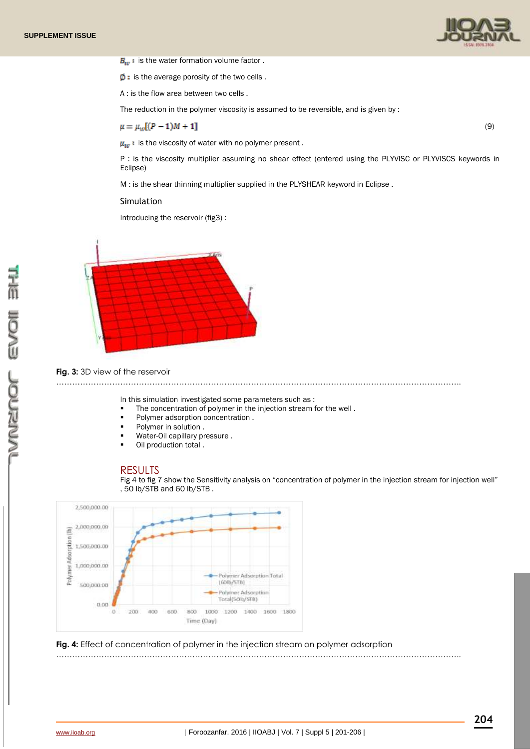$B_w$ : is the water formation volume factor .

$\emptyset$ : is the average porosity of the two cells .

A : is the flow area between two cells .

The reduction in the polymer viscosity is assumed to be reversible, and is given by :

$$\mu = \mu_w[(P-1)M+1] \tag{9}$$

$\mu_w$ : is the viscosity of water with no polymer present .

P : is the viscosity multiplier assuming no shear effect (entered using the PLYVISC or PLYVISCS keywords in Eclipse)

M : is the shear thinning multiplier supplied in the PLYSHEAR keyword in Eclipse .

### Simulation

Introducing the reservoir (fig3) :

**Fig. 3:** 3D view of the reservoir

In this simulation investigated some parameters such as :

- The concentration of polymer in the injection stream for the well .
- Polymer adsorption concentration .
- Polymer in solution .
- Water-Oil capillary pressure .
- Oil production total .

## RESULTS

Fig 4 to fig 7 show the Sensitivity analysis on "concentration of polymer in the injection stream for injection well" , 50 lb/STB and 60 lb/STB .

**Fig. 4:** Effect of concentration of polymer in the injection stream on polymer adsorption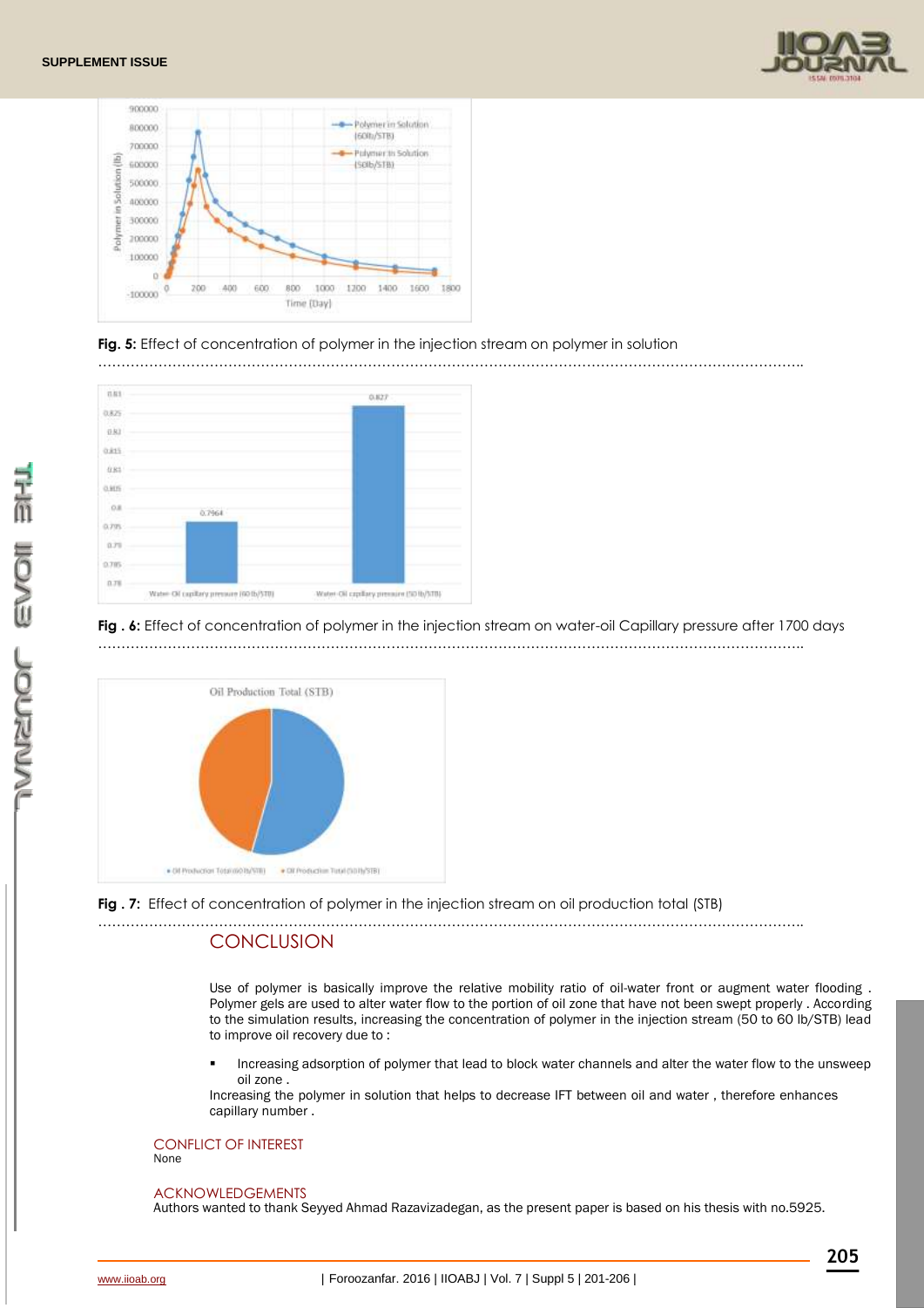Fig. 5: Effect of concentration of polymer in the injection stream on polymer in solution

Fig . 6: Effect of concentration of polymer in the injection stream on water-oil Capillary pressure after 1700 days

Fig . 7: Effect of concentration of polymer in the injection stream on oil production total (STB)

## CONCLUSION

Use of polymer is basically improve the relative mobility ratio of oil-water front or augment water flooding . Polymer gels are used to alter water flow to the portion of oil zone that have not been swept properly . According to the simulation results, increasing the concentration of polymer in the injection stream (50 to 60 lb/STB) lead to improve oil recovery due to :

- Increasing adsorption of polymer that lead to block water channels and alter the water flow to the unsweep oil zone .

Increasing the polymer in solution that helps to decrease IFT between oil and water , therefore enhances capillary number .

### CONFLICT OF INTEREST

None

### ACKNOWLEDGEMENTS

Authors wanted to thank Seyyed Ahmad Razavizadegan, as the present paper is based on his thesis with no.5925.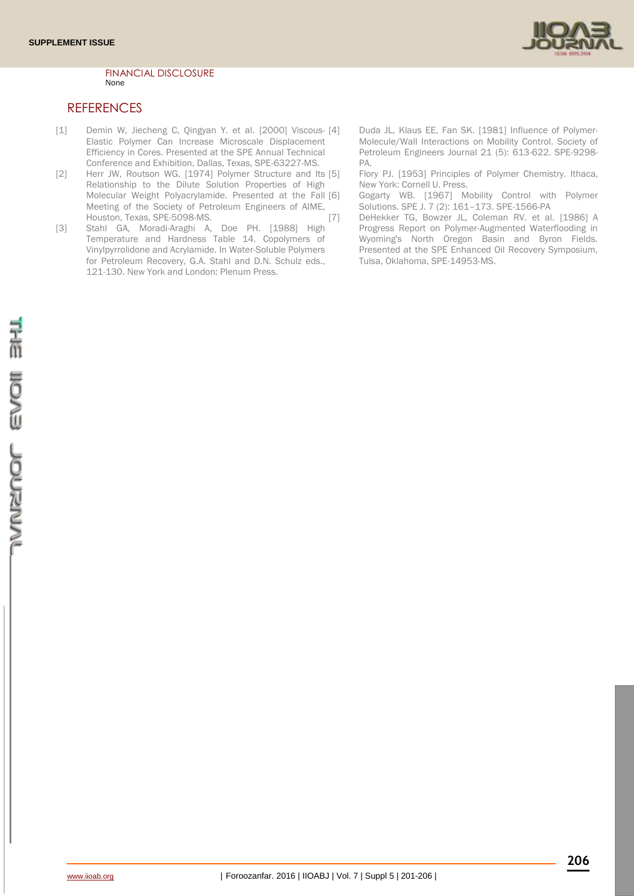## FINANCIAL DISCLOSURE

None

## REFERENCES

[1] Demin W, Jiecheng C, Qingyan Y. et al. [2000] Viscous-Elastic Polymer Can Increase Microscale Displacement Efficiency in Cores. Presented at the SPE Annual Technical Conference and Exhibition, Dallas, Texas, SPE-63227-MS.

[2] Herr JW, Routson WG. [1974] Polymer Structure and Its Relationship to the Dilute Solution Properties of High Molecular Weight Polyacrylamide. Presented at the Fall Meeting of the Society of Petroleum Engineers of AIME, Houston, Texas, SPE-5098-MS.

[3] Stahl GA, Moradi-Araghi A, Doe PH. [1988] High Temperature and Hardness Table 14. Copolymers of Vinylpyrrolidone and Acrylamide. In Water-Soluble Polymers for Petroleum Recovery, G.A. Stahl and D.N. Schulz eds., 121-130. New York and London: Plenum Press.

[4] Duda JL, Klaus EE, Fan SK. [1981] Influence of Polymer-Molecule/Wall Interactions on Mobility Control. Society of Petroleum Engineers Journal 21 (5): 613-622. SPE-9298-PA.

[5] Flory PJ. [1953] Principles of Polymer Chemistry. Ithaca, New York: Cornell U. Press.

[6] Gogarty WB. [1967] Mobility Control with Polymer Solutions. SPE J. 7 (2): 161–173. SPE-1566-PA

[7] DeHekker TG, Bowzer JL, Coleman RV. et al. [1986] A Progress Report on Polymer-Augmented Waterflooding in Wyoming's North Oregon Basin and Byron Fields. Presented at the SPE Enhanced Oil Recovery Symposium, Tulsa, Oklahoma, SPE-14953-MS.